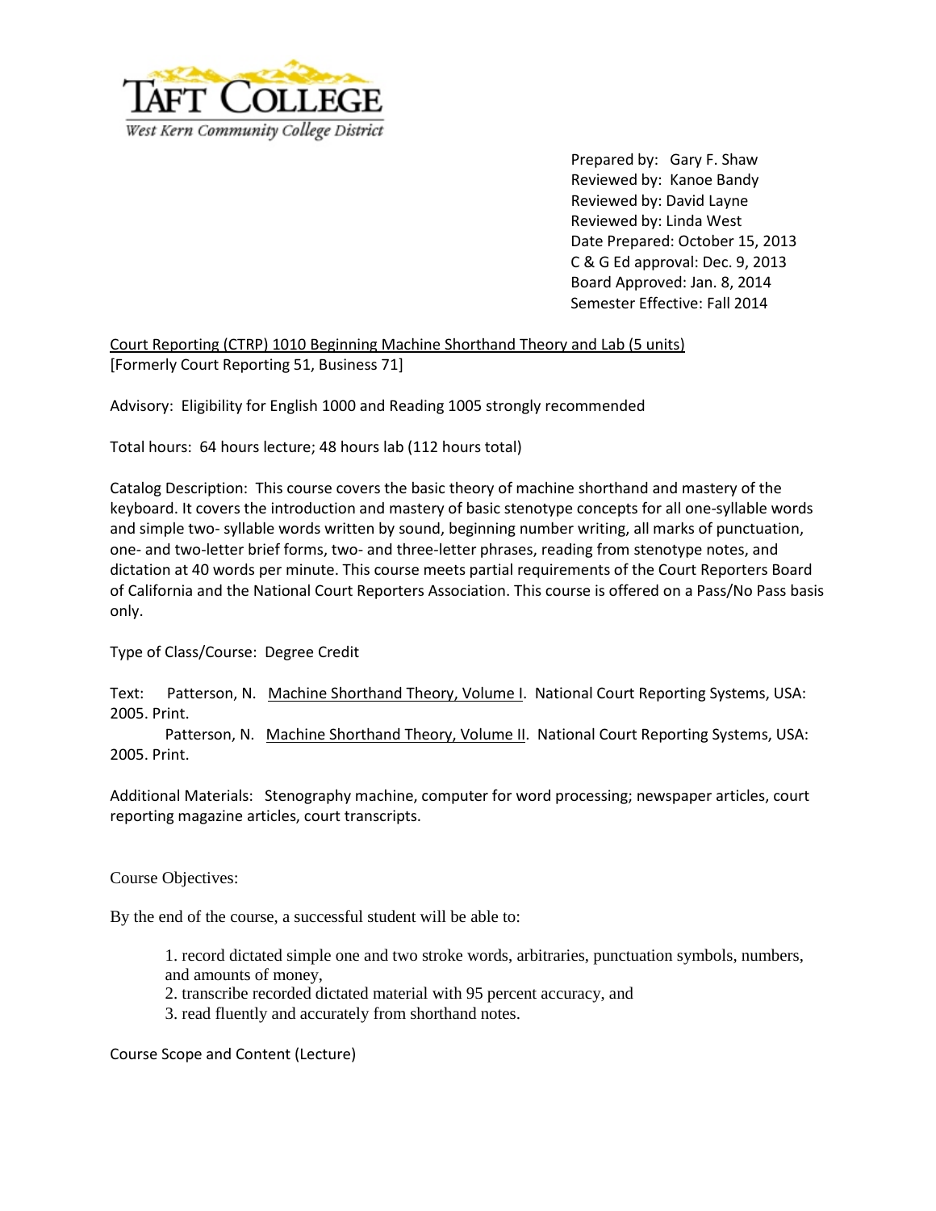Prepared by: Gary F. Shaw
Reviewed by: Kanoe Bandy
Reviewed by: David Layne
Reviewed by: Linda West
Date Prepared: October 15, 2013
C & G Ed approval: Dec. 9, 2013
Board Approved: Jan. 8, 2014
Semester Effective: Fall 2014

Court Reporting (CTRP) 1010 Beginning Machine Shorthand Theory and Lab (5 units)
[Formerly Court Reporting 51, Business 71]

Advisory: Eligibility for English 1000 and Reading 1005 strongly recommended

Total hours: 64 hours lecture; 48 hours lab (112 hours total)

Catalog Description: This course covers the basic theory of machine shorthand and mastery of the keyboard. It covers the introduction and mastery of basic stenotype concepts for all one-syllable words and simple two- syllable words written by sound, beginning number writing, all marks of punctuation, one- and two-letter brief forms, two- and three-letter phrases, reading from stenotype notes, and dictation at 40 words per minute. This course meets partial requirements of the Court Reporters Board of California and the National Court Reporters Association. This course is offered on a Pass/No Pass basis only.

Type of Class/Course: Degree Credit

Text: Patterson, N. Machine Shorthand Theory, Volume I. National Court Reporting Systems, USA: 2005. Print.
Patterson, N. Machine Shorthand Theory, Volume II. National Court Reporting Systems, USA: 2005. Print.

Additional Materials: Stenography machine, computer for word processing; newspaper articles, court reporting magazine articles, court transcripts.

Course Objectives:

By the end of the course, a successful student will be able to:

1. record dictated simple one and two stroke words, arbitraries, punctuation symbols, numbers, and amounts of money,
2. transcribe recorded dictated material with 95 percent accuracy, and
3. read fluently and accurately from shorthand notes.

Course Scope and Content (Lecture)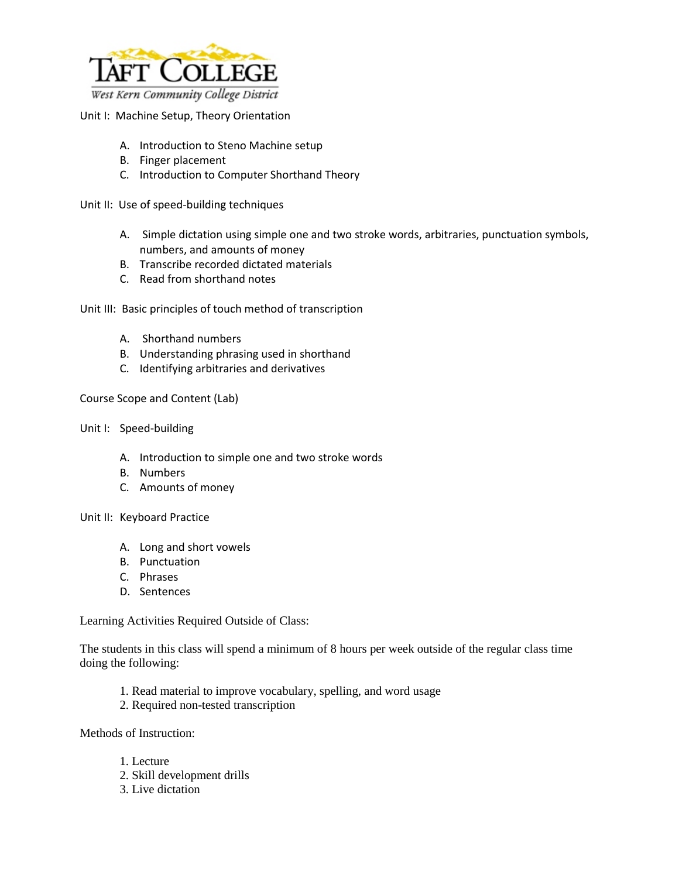Unit I: Machine Setup, Theory Orientation

A. Introduction to Steno Machine setup
B. Finger placement
C. Introduction to Computer Shorthand Theory

Unit II: Use of speed-building techniques

A. Simple dictation using simple one and two stroke words, arbitraries, punctuation symbols, numbers, and amounts of money
B. Transcribe recorded dictated materials
C. Read from shorthand notes

Unit III: Basic principles of touch method of transcription

A. Shorthand numbers
B. Understanding phrasing used in shorthand
C. Identifying arbitraries and derivatives

Course Scope and Content (Lab)

Unit I: Speed-building

A. Introduction to simple one and two stroke words
B. Numbers
C. Amounts of money

Unit II: Keyboard Practice

A. Long and short vowels
B. Punctuation
C. Phrases
D. Sentences

Learning Activities Required Outside of Class:

The students in this class will spend a minimum of 8 hours per week outside of the regular class time doing the following:

1. Read material to improve vocabulary, spelling, and word usage
2. Required non-tested transcription

Methods of Instruction:

1. Lecture
2. Skill development drills
3. Live dictation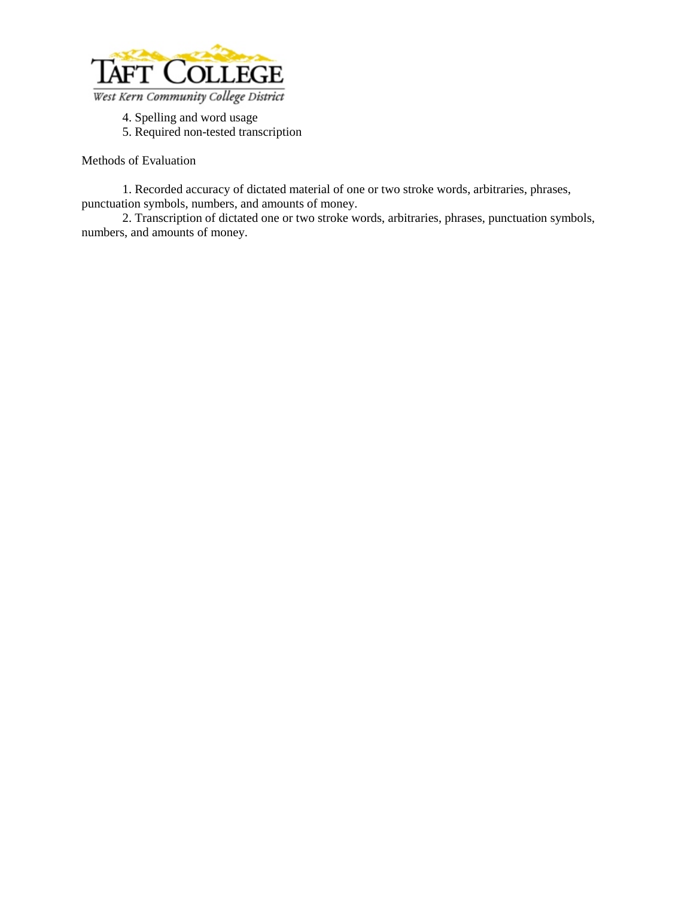4. Spelling and word usage
5. Required non-tested transcription

Methods of Evaluation

1. Recorded accuracy of dictated material of one or two stroke words, arbitraries, phrases, punctuation symbols, numbers, and amounts of money.
2. Transcription of dictated one or two stroke words, arbitraries, phrases, punctuation symbols, numbers, and amounts of money.